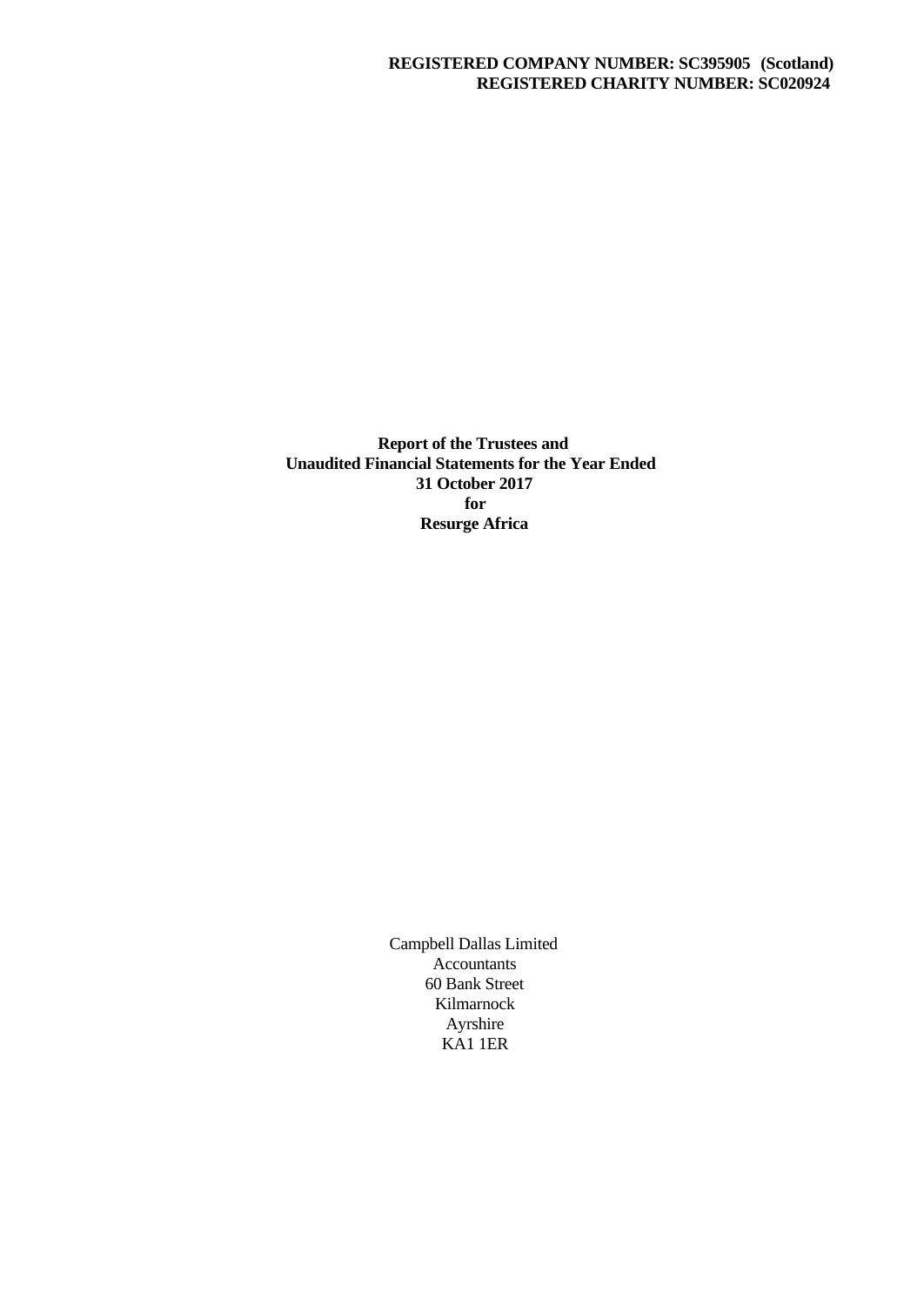**REGISTERED COMPANY NUMBER: SC395905 (Scotland)**
**REGISTERED CHARITY NUMBER: SC020924**

**Report of the Trustees and**
**Unaudited Financial Statements for the Year Ended**
**31 October 2017**
**for**
**Resurge Africa**

Campbell Dallas Limited
Accountants
60 Bank Street
Kilmarnock
Ayrshire
KA1 1ER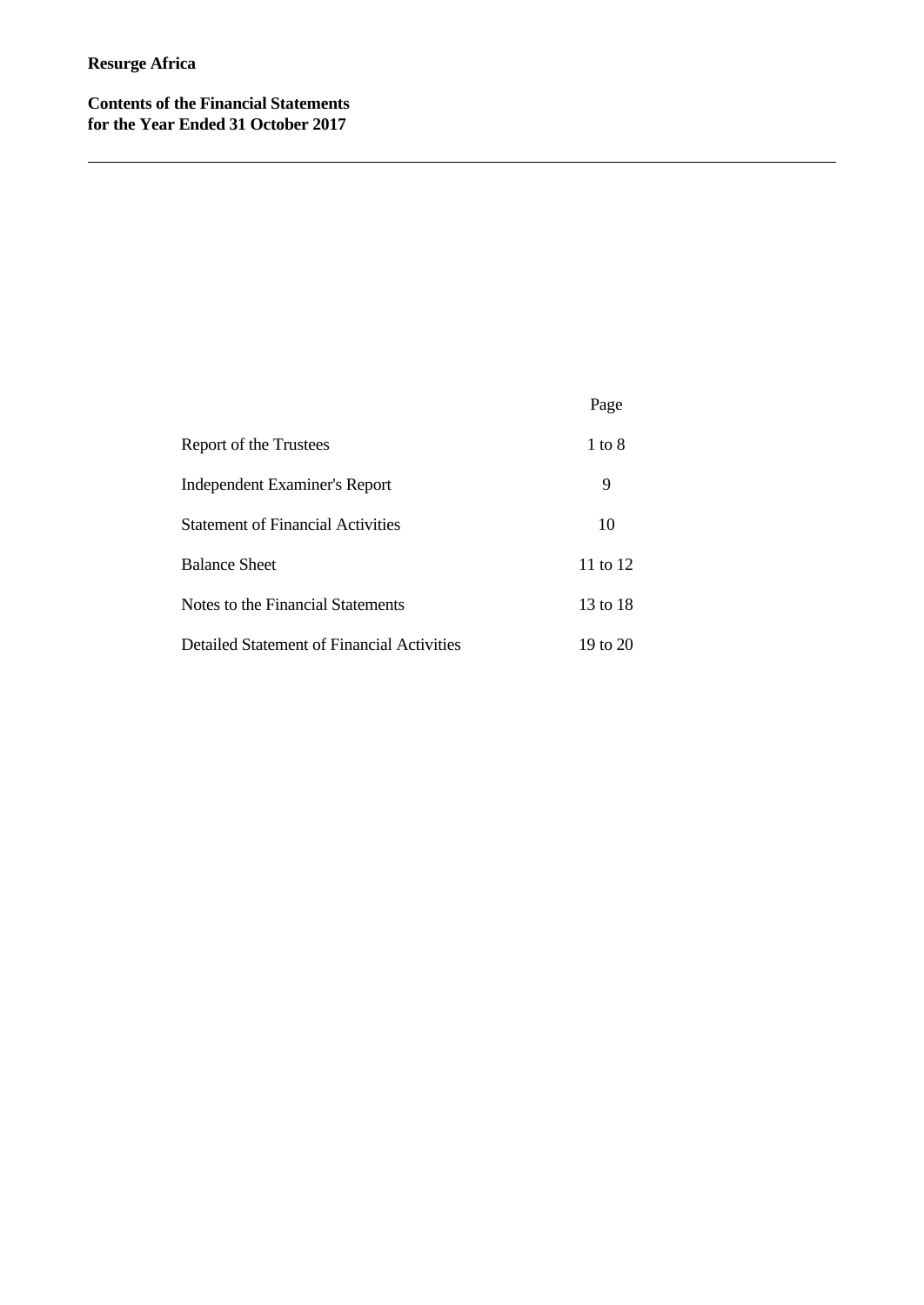**Resurge Africa**

**Contents of the Financial Statements**
**for the Year Ended 31 October 2017**

---

| | Page |
|---|---|
| Report of the Trustees | 1 to 8 |
| Independent Examiner's Report | 9 |
| Statement of Financial Activities | 10 |
| Balance Sheet | 11 to 12 |
| Notes to the Financial Statements | 13 to 18 |
| Detailed Statement of Financial Activities | 19 to 20 |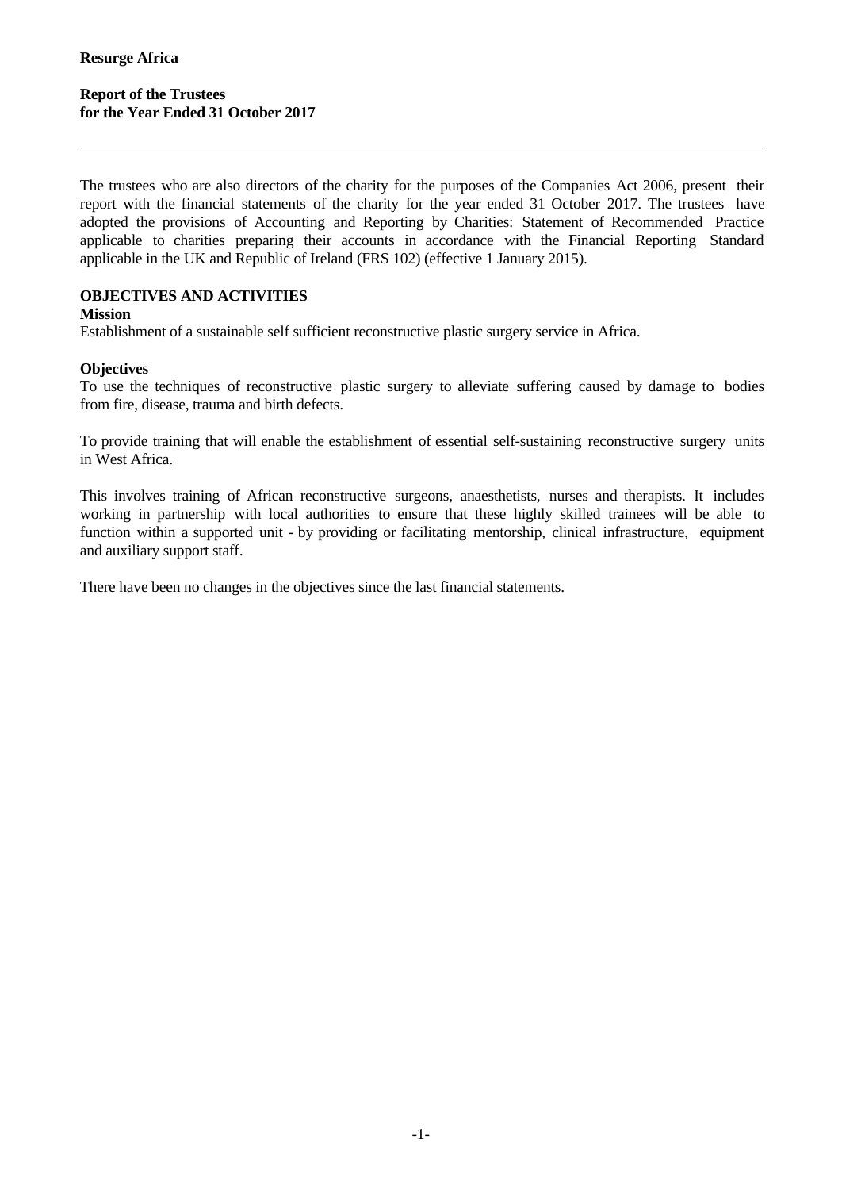**Resurge Africa**

**Report of the Trustees**
**for the Year Ended 31 October 2017**

---

The trustees who are also directors of the charity for the purposes of the Companies Act 2006, present their report with the financial statements of the charity for the year ended 31 October 2017. The trustees have adopted the provisions of Accounting and Reporting by Charities: Statement of Recommended Practice applicable to charities preparing their accounts in accordance with the Financial Reporting Standard applicable in the UK and Republic of Ireland (FRS 102) (effective 1 January 2015).

## OBJECTIVES AND ACTIVITIES

### Mission

Establishment of a sustainable self sufficient reconstructive plastic surgery service in Africa.

### Objectives

To use the techniques of reconstructive plastic surgery to alleviate suffering caused by damage to bodies from fire, disease, trauma and birth defects.

To provide training that will enable the establishment of essential self-sustaining reconstructive surgery units in West Africa.

This involves training of African reconstructive surgeons, anaesthetists, nurses and therapists. It includes working in partnership with local authorities to ensure that these highly skilled trainees will be able to function within a supported unit - by providing or facilitating mentorship, clinical infrastructure, equipment and auxiliary support staff.

There have been no changes in the objectives since the last financial statements.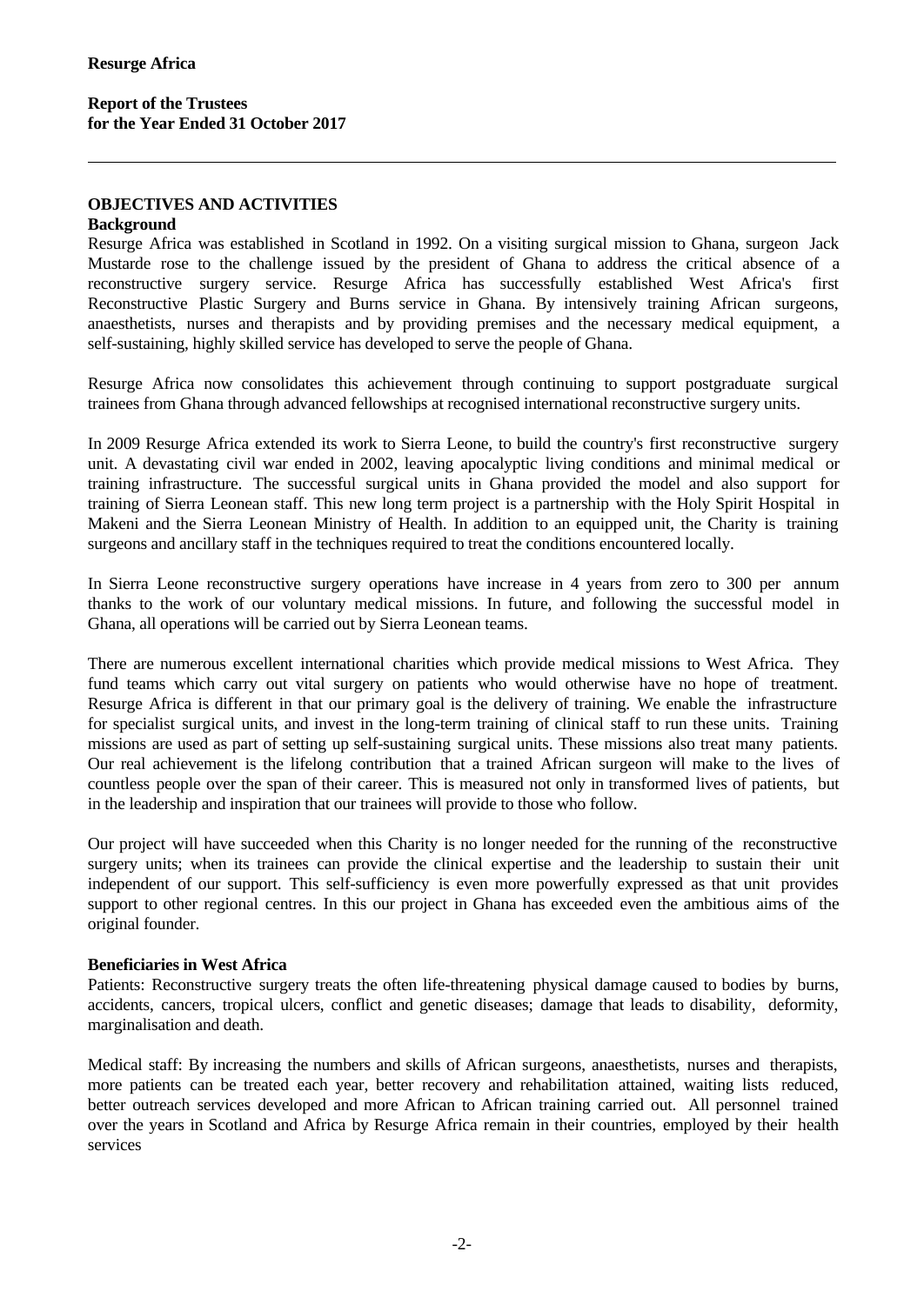**Resurge Africa**

**Report of the Trustees
for the Year Ended 31 October 2017**

## OBJECTIVES AND ACTIVITIES

### Background

Resurge Africa was established in Scotland in 1992. On a visiting surgical mission to Ghana, surgeon Jack Mustarde rose to the challenge issued by the president of Ghana to address the critical absence of a reconstructive surgery service. Resurge Africa has successfully established West Africa's first Reconstructive Plastic Surgery and Burns service in Ghana. By intensively training African surgeons, anaesthetists, nurses and therapists and by providing premises and the necessary medical equipment, a self-sustaining, highly skilled service has developed to serve the people of Ghana.

Resurge Africa now consolidates this achievement through continuing to support postgraduate surgical trainees from Ghana through advanced fellowships at recognised international reconstructive surgery units.

In 2009 Resurge Africa extended its work to Sierra Leone, to build the country's first reconstructive surgery unit. A devastating civil war ended in 2002, leaving apocalyptic living conditions and minimal medical or training infrastructure. The successful surgical units in Ghana provided the model and also support for training of Sierra Leonean staff. This new long term project is a partnership with the Holy Spirit Hospital in Makeni and the Sierra Leonean Ministry of Health. In addition to an equipped unit, the Charity is training surgeons and ancillary staff in the techniques required to treat the conditions encountered locally.

In Sierra Leone reconstructive surgery operations have increase in 4 years from zero to 300 per annum thanks to the work of our voluntary medical missions. In future, and following the successful model in Ghana, all operations will be carried out by Sierra Leonean teams.

There are numerous excellent international charities which provide medical missions to West Africa. They fund teams which carry out vital surgery on patients who would otherwise have no hope of treatment. Resurge Africa is different in that our primary goal is the delivery of training. We enable the infrastructure for specialist surgical units, and invest in the long-term training of clinical staff to run these units. Training missions are used as part of setting up self-sustaining surgical units. These missions also treat many patients. Our real achievement is the lifelong contribution that a trained African surgeon will make to the lives of countless people over the span of their career. This is measured not only in transformed lives of patients, but in the leadership and inspiration that our trainees will provide to those who follow.

Our project will have succeeded when this Charity is no longer needed for the running of the reconstructive surgery units; when its trainees can provide the clinical expertise and the leadership to sustain their unit independent of our support. This self-sufficiency is even more powerfully expressed as that unit provides support to other regional centres. In this our project in Ghana has exceeded even the ambitious aims of the original founder.

### Beneficiaries in West Africa

Patients: Reconstructive surgery treats the often life-threatening physical damage caused to bodies by burns, accidents, cancers, tropical ulcers, conflict and genetic diseases; damage that leads to disability, deformity, marginalisation and death.

Medical staff: By increasing the numbers and skills of African surgeons, anaesthetists, nurses and therapists, more patients can be treated each year, better recovery and rehabilitation attained, waiting lists reduced, better outreach services developed and more African to African training carried out. All personnel trained over the years in Scotland and Africa by Resurge Africa remain in their countries, employed by their health services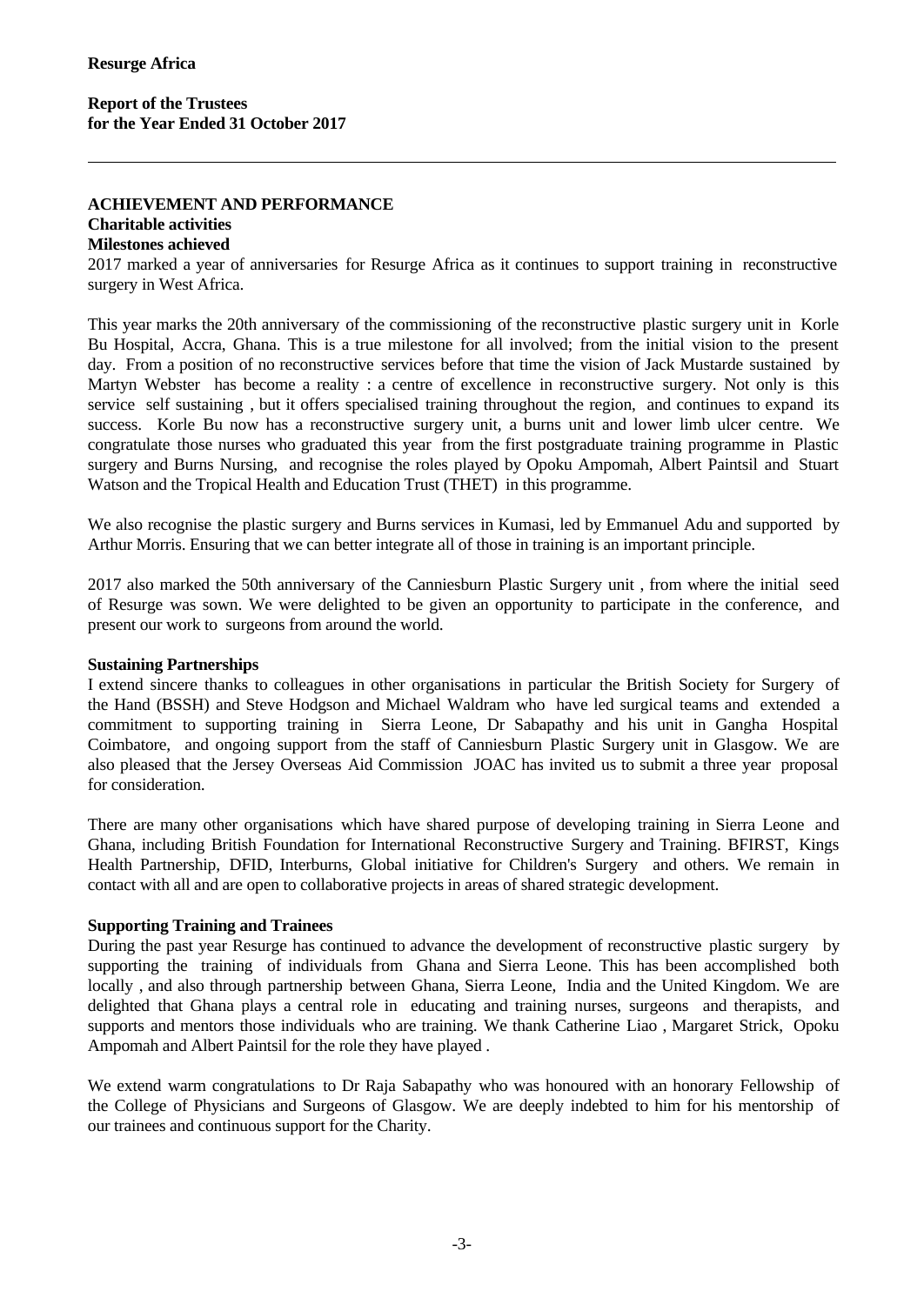**Resurge Africa**

**Report of the Trustees**
**for the Year Ended 31 October 2017**

## ACHIEVEMENT AND PERFORMANCE

### Charitable activities

### Milestones achieved

2017 marked a year of anniversaries for Resurge Africa as it continues to support training in reconstructive surgery in West Africa.

This year marks the 20th anniversary of the commissioning of the reconstructive plastic surgery unit in Korle Bu Hospital, Accra, Ghana. This is a true milestone for all involved; from the initial vision to the present day. From a position of no reconstructive services before that time the vision of Jack Mustarde sustained by Martyn Webster has become a reality : a centre of excellence in reconstructive surgery. Not only is this service self sustaining , but it offers specialised training throughout the region, and continues to expand its success. Korle Bu now has a reconstructive surgery unit, a burns unit and lower limb ulcer centre. We congratulate those nurses who graduated this year from the first postgraduate training programme in Plastic surgery and Burns Nursing, and recognise the roles played by Opoku Ampomah, Albert Paintsil and Stuart Watson and the Tropical Health and Education Trust (THET) in this programme.

We also recognise the plastic surgery and Burns services in Kumasi, led by Emmanuel Adu and supported by Arthur Morris. Ensuring that we can better integrate all of those in training is an important principle.

2017 also marked the 50th anniversary of the Canniesburn Plastic Surgery unit , from where the initial seed of Resurge was sown. We were delighted to be given an opportunity to participate in the conference, and present our work to surgeons from around the world.

### Sustaining Partnerships

I extend sincere thanks to colleagues in other organisations in particular the British Society for Surgery of the Hand (BSSH) and Steve Hodgson and Michael Waldram who have led surgical teams and extended a commitment to supporting training in Sierra Leone, Dr Sabapathy and his unit in Gangha Hospital Coimbatore, and ongoing support from the staff of Canniesburn Plastic Surgery unit in Glasgow. We are also pleased that the Jersey Overseas Aid Commission JOAC has invited us to submit a three year proposal for consideration.

There are many other organisations which have shared purpose of developing training in Sierra Leone and Ghana, including British Foundation for International Reconstructive Surgery and Training. BFIRST, Kings Health Partnership, DFID, Interburns, Global initiative for Children's Surgery and others. We remain in contact with all and are open to collaborative projects in areas of shared strategic development.

### Supporting Training and Trainees

During the past year Resurge has continued to advance the development of reconstructive plastic surgery by supporting the training of individuals from Ghana and Sierra Leone. This has been accomplished both locally , and also through partnership between Ghana, Sierra Leone, India and the United Kingdom. We are delighted that Ghana plays a central role in educating and training nurses, surgeons and therapists, and supports and mentors those individuals who are training. We thank Catherine Liao , Margaret Strick, Opoku Ampomah and Albert Paintsil for the role they have played .

We extend warm congratulations to Dr Raja Sabapathy who was honoured with an honorary Fellowship of the College of Physicians and Surgeons of Glasgow. We are deeply indebted to him for his mentorship of our trainees and continuous support for the Charity.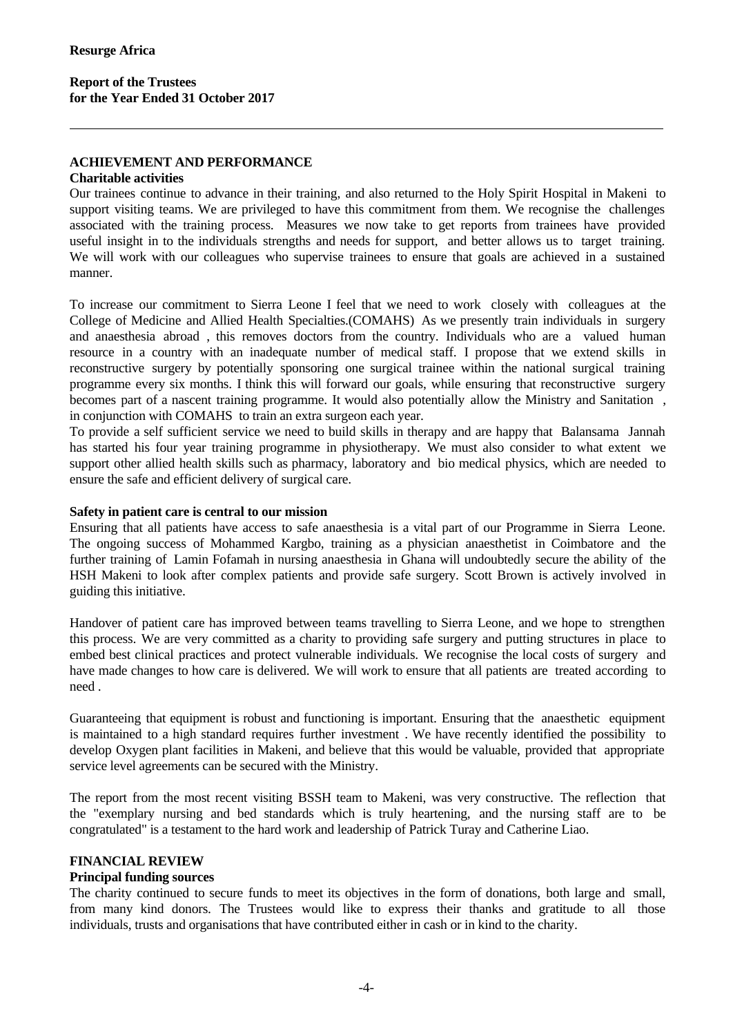## ACHIEVEMENT AND PERFORMANCE

### Charitable activities

Our trainees continue to advance in their training, and also returned to the Holy Spirit Hospital in Makeni to support visiting teams. We are privileged to have this commitment from them. We recognise the challenges associated with the training process. Measures we now take to get reports from trainees have provided useful insight in to the individuals strengths and needs for support, and better allows us to target training. We will work with our colleagues who supervise trainees to ensure that goals are achieved in a sustained manner.

To increase our commitment to Sierra Leone I feel that we need to work closely with colleagues at the College of Medicine and Allied Health Specialties.(COMAHS) As we presently train individuals in surgery and anaesthesia abroad , this removes doctors from the country. Individuals who are a valued human resource in a country with an inadequate number of medical staff. I propose that we extend skills in reconstructive surgery by potentially sponsoring one surgical trainee within the national surgical training programme every six months. I think this will forward our goals, while ensuring that reconstructive surgery becomes part of a nascent training programme. It would also potentially allow the Ministry and Sanitation , in conjunction with COMAHS to train an extra surgeon each year.

To provide a self sufficient service we need to build skills in therapy and are happy that Balansama Jannah has started his four year training programme in physiotherapy. We must also consider to what extent we support other allied health skills such as pharmacy, laboratory and bio medical physics, which are needed to ensure the safe and efficient delivery of surgical care.

### Safety in patient care is central to our mission

Ensuring that all patients have access to safe anaesthesia is a vital part of our Programme in Sierra Leone. The ongoing success of Mohammed Kargbo, training as a physician anaesthetist in Coimbatore and the further training of Lamin Fofamah in nursing anaesthesia in Ghana will undoubtedly secure the ability of the HSH Makeni to look after complex patients and provide safe surgery. Scott Brown is actively involved in guiding this initiative.

Handover of patient care has improved between teams travelling to Sierra Leone, and we hope to strengthen this process. We are very committed as a charity to providing safe surgery and putting structures in place to embed best clinical practices and protect vulnerable individuals. We recognise the local costs of surgery and have made changes to how care is delivered. We will work to ensure that all patients are treated according to need .

Guaranteeing that equipment is robust and functioning is important. Ensuring that the anaesthetic equipment is maintained to a high standard requires further investment . We have recently identified the possibility to develop Oxygen plant facilities in Makeni, and believe that this would be valuable, provided that appropriate service level agreements can be secured with the Ministry.

The report from the most recent visiting BSSH team to Makeni, was very constructive. The reflection that the "exemplary nursing and bed standards which is truly heartening, and the nursing staff are to be congratulated" is a testament to the hard work and leadership of Patrick Turay and Catherine Liao.

## FINANCIAL REVIEW

### Principal funding sources

The charity continued to secure funds to meet its objectives in the form of donations, both large and small, from many kind donors. The Trustees would like to express their thanks and gratitude to all those individuals, trusts and organisations that have contributed either in cash or in kind to the charity.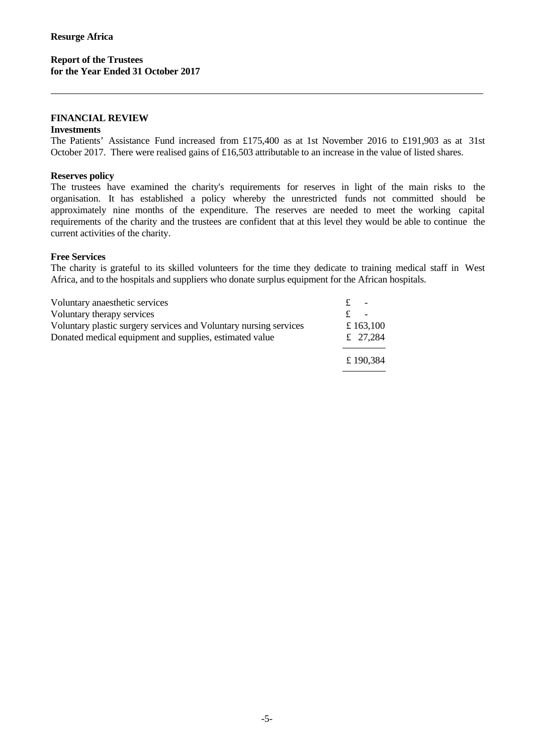**Resurge Africa**

**Report of the Trustees**
**for the Year Ended 31 October 2017**

## FINANCIAL REVIEW

### Investments

The Patients' Assistance Fund increased from £175,400 as at 1st November 2016 to £191,903 as at 31st October 2017. There were realised gains of £16,503 attributable to an increase in the value of listed shares.

### Reserves policy

The trustees have examined the charity's requirements for reserves in light of the main risks to the organisation. It has established a policy whereby the unrestricted funds not committed should be approximately nine months of the expenditure. The reserves are needed to meet the working capital requirements of the charity and the trustees are confident that at this level they would be able to continue the current activities of the charity.

### Free Services

The charity is grateful to its skilled volunteers for the time they dedicate to training medical staff in West Africa, and to the hospitals and suppliers who donate surplus equipment for the African hospitals.

| | |
|---|---|
| Voluntary anaesthetic services | £ - |
| Voluntary therapy services | £ - |
| Voluntary plastic surgery services and Voluntary nursing services | £ 163,100 |
| Donated medical equipment and supplies, estimated value | £ 27,284 |
| | £ 190,384 |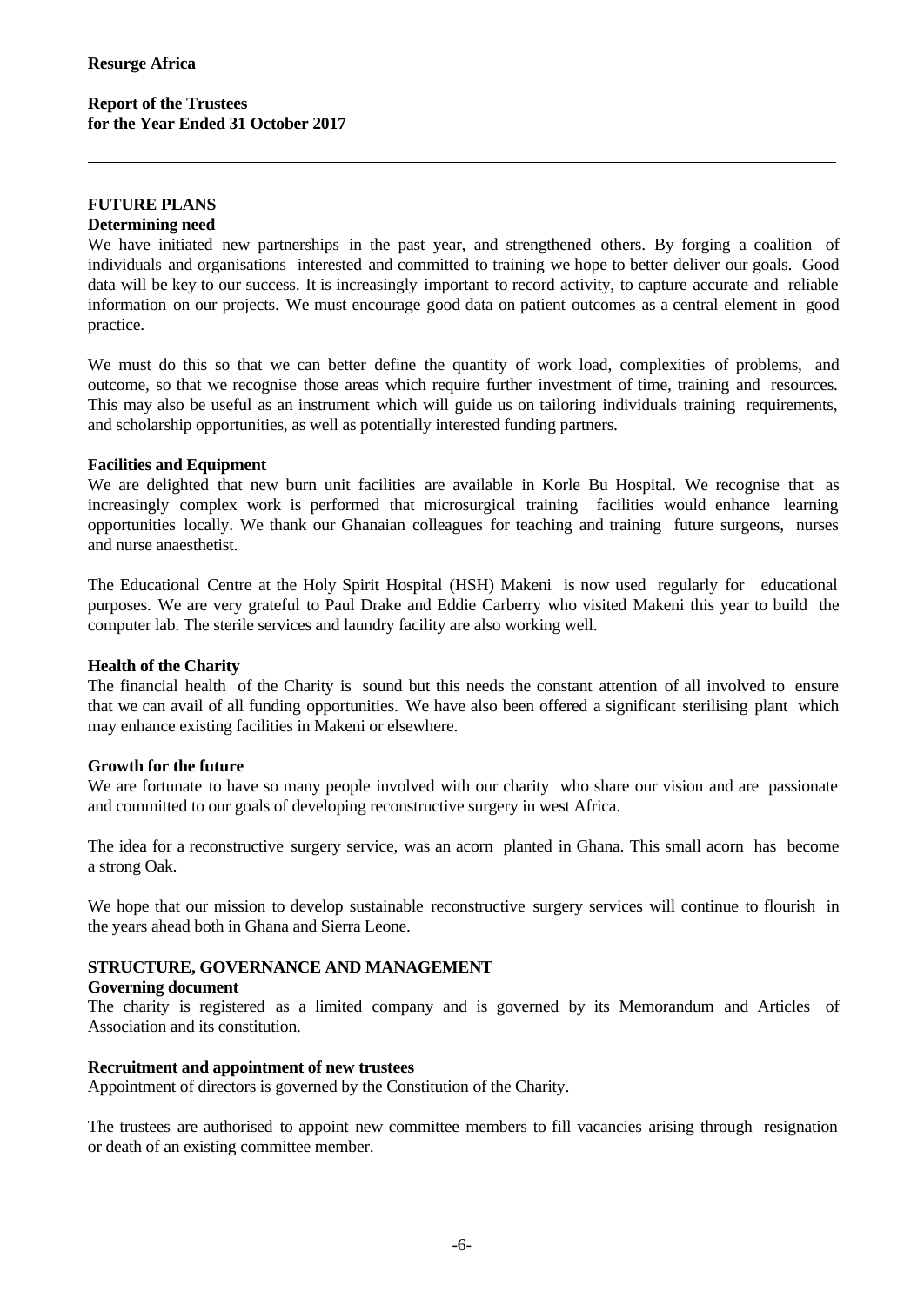## FUTURE PLANS

### Determining need

We have initiated new partnerships in the past year, and strengthened others. By forging a coalition of individuals and organisations interested and committed to training we hope to better deliver our goals. Good data will be key to our success. It is increasingly important to record activity, to capture accurate and reliable information on our projects. We must encourage good data on patient outcomes as a central element in good practice.

We must do this so that we can better define the quantity of work load, complexities of problems, and outcome, so that we recognise those areas which require further investment of time, training and resources. This may also be useful as an instrument which will guide us on tailoring individuals training requirements, and scholarship opportunities, as well as potentially interested funding partners.

### Facilities and Equipment

We are delighted that new burn unit facilities are available in Korle Bu Hospital. We recognise that as increasingly complex work is performed that microsurgical training facilities would enhance learning opportunities locally. We thank our Ghanaian colleagues for teaching and training future surgeons, nurses and nurse anaesthetist.

The Educational Centre at the Holy Spirit Hospital (HSH) Makeni is now used regularly for educational purposes. We are very grateful to Paul Drake and Eddie Carberry who visited Makeni this year to build the computer lab. The sterile services and laundry facility are also working well.

### Health of the Charity

The financial health of the Charity is sound but this needs the constant attention of all involved to ensure that we can avail of all funding opportunities. We have also been offered a significant sterilising plant which may enhance existing facilities in Makeni or elsewhere.

### Growth for the future

We are fortunate to have so many people involved with our charity who share our vision and are passionate and committed to our goals of developing reconstructive surgery in west Africa.

The idea for a reconstructive surgery service, was an acorn planted in Ghana. This small acorn has become a strong Oak.

We hope that our mission to develop sustainable reconstructive surgery services will continue to flourish in the years ahead both in Ghana and Sierra Leone.

## STRUCTURE, GOVERNANCE AND MANAGEMENT

### Governing document

The charity is registered as a limited company and is governed by its Memorandum and Articles of Association and its constitution.

### Recruitment and appointment of new trustees

Appointment of directors is governed by the Constitution of the Charity.

The trustees are authorised to appoint new committee members to fill vacancies arising through resignation or death of an existing committee member.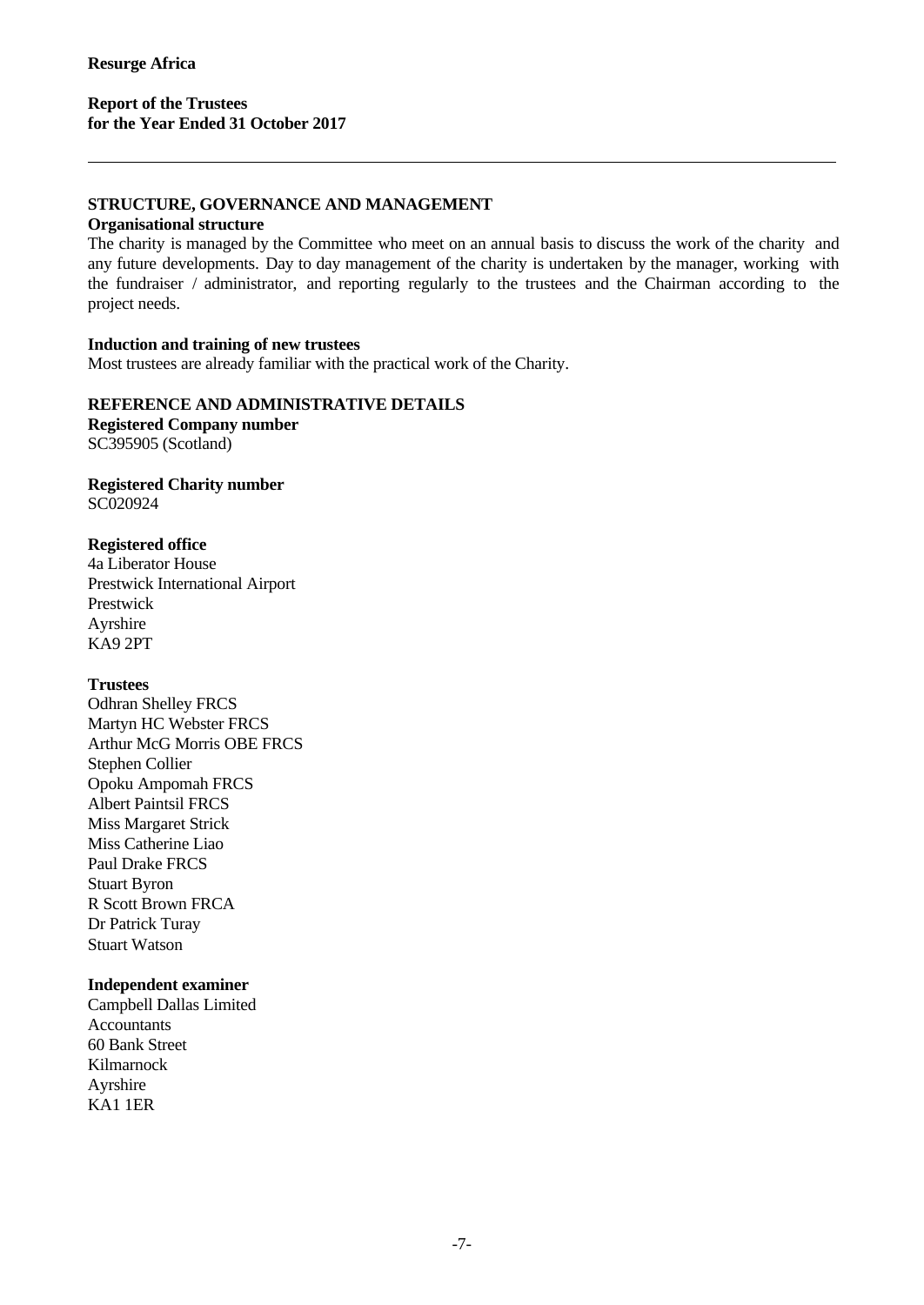**Resurge Africa**

**Report of the Trustees**
**for the Year Ended 31 October 2017**

---

## STRUCTURE, GOVERNANCE AND MANAGEMENT

**Organisational structure**

The charity is managed by the Committee who meet on an annual basis to discuss the work of the charity and any future developments. Day to day management of the charity is undertaken by the manager, working with the fundraiser / administrator, and reporting regularly to the trustees and the Chairman according to the project needs.

**Induction and training of new trustees**

Most trustees are already familiar with the practical work of the Charity.

## REFERENCE AND ADMINISTRATIVE DETAILS

**Registered Company number**

SC395905 (Scotland)

**Registered Charity number**

SC020924

**Registered office**

4a Liberator House
Prestwick International Airport
Prestwick
Ayrshire
KA9 2PT

**Trustees**

Odhran Shelley FRCS
Martyn HC Webster FRCS
Arthur McG Morris OBE FRCS
Stephen Collier
Opoku Ampomah FRCS
Albert Paintsil FRCS
Miss Margaret Strick
Miss Catherine Liao
Paul Drake FRCS
Stuart Byron
R Scott Brown FRCA
Dr Patrick Turay
Stuart Watson

**Independent examiner**

Campbell Dallas Limited
Accountants
60 Bank Street
Kilmarnock
Ayrshire
KA1 1ER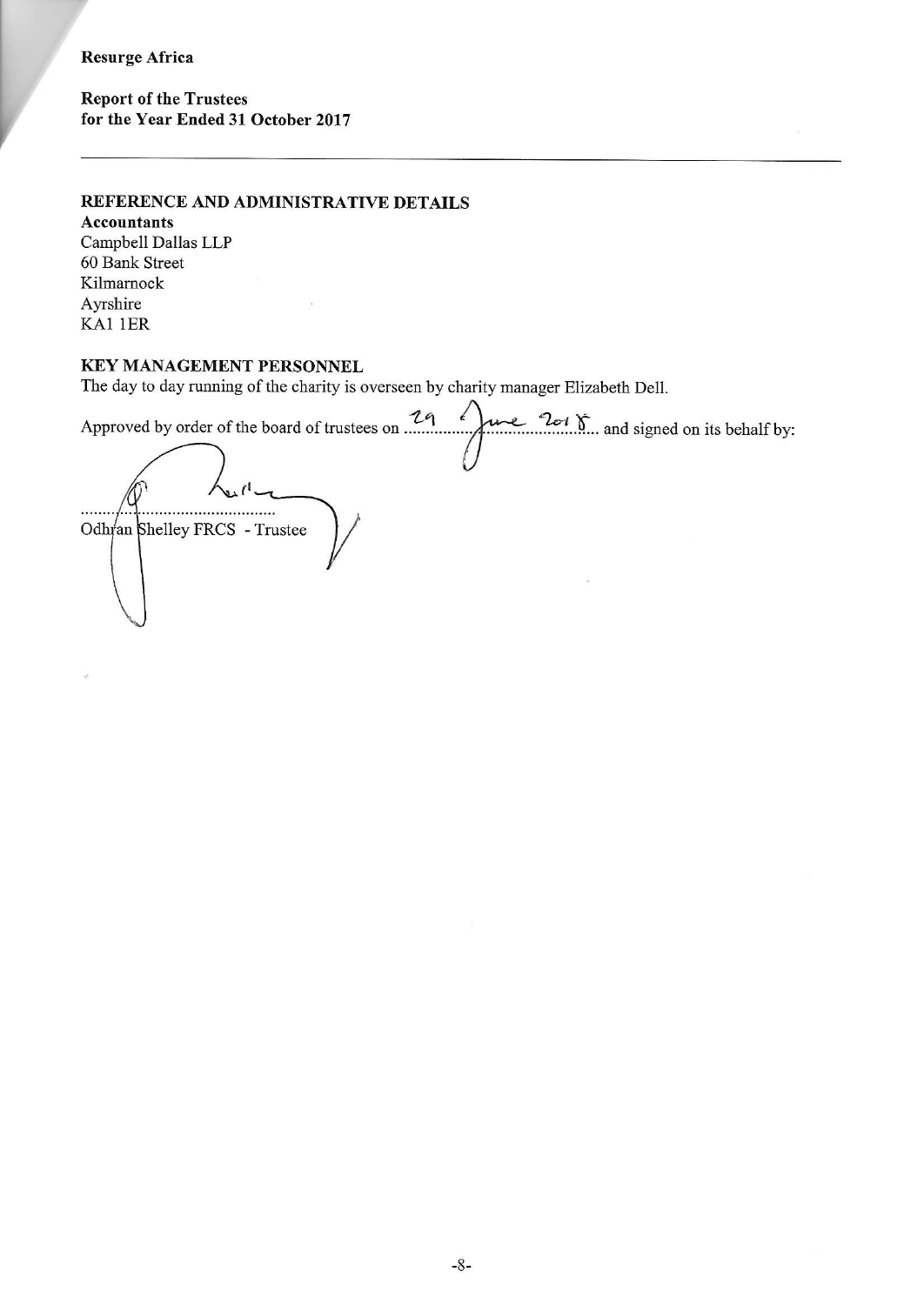**Resurge Africa**

**Report of the Trustees**
**for the Year Ended 31 October 2017**

---

## REFERENCE AND ADMINISTRATIVE DETAILS

**Accountants**
Campbell Dallas LLP
60 Bank Street
Kilmarnock
Ayrshire
KA1 1ER

## KEY MANAGEMENT PERSONNEL

The day to day running of the charity is overseen by charity manager Elizabeth Dell.

Approved by order of the board of trustees on 29 June 2018 and signed on its behalf by:

........................................
Odhran Shelley FRCS - Trustee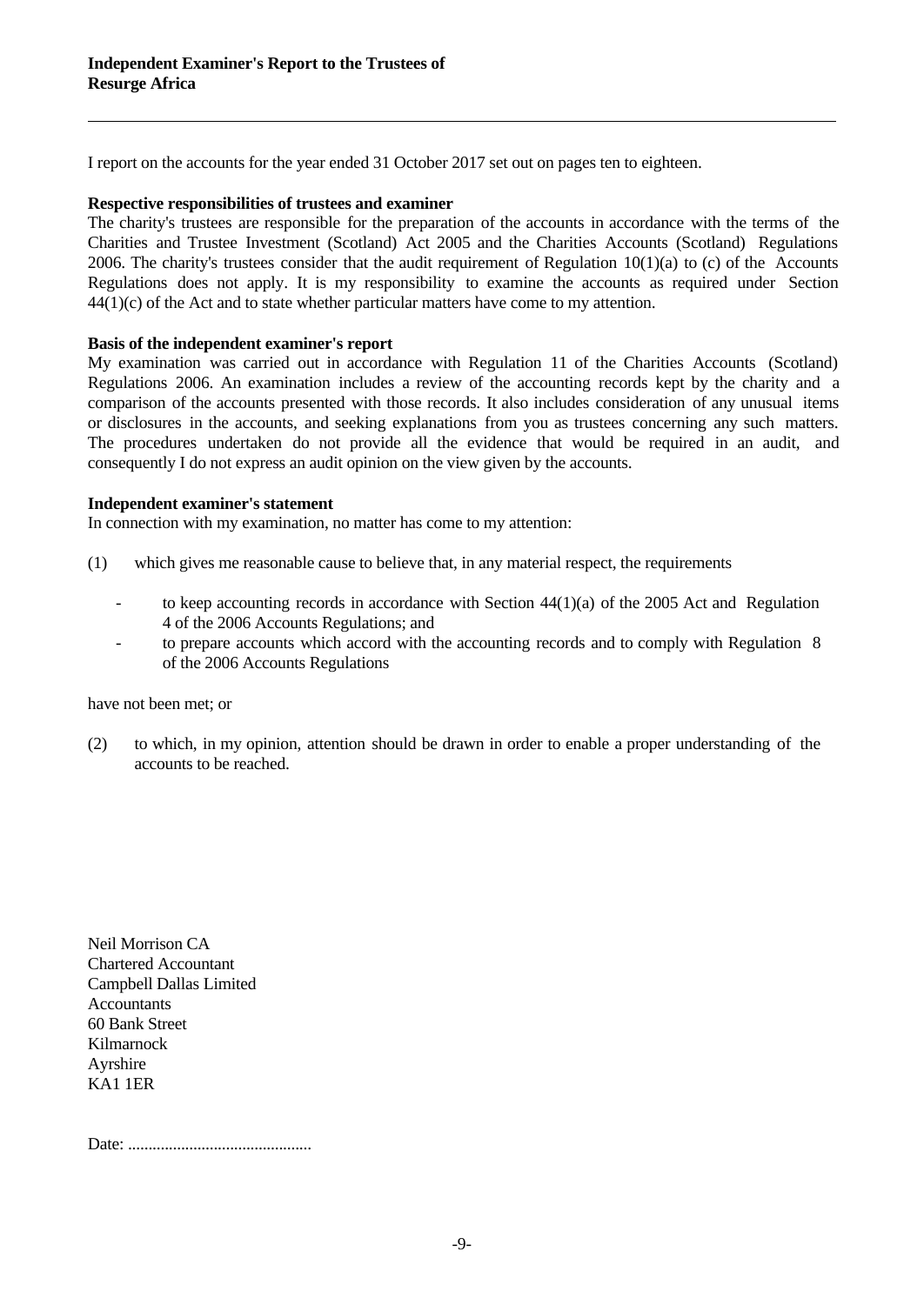**Independent Examiner's Report to the Trustees of Resurge Africa**

---

I report on the accounts for the year ended 31 October 2017 set out on pages ten to eighteen.

**Respective responsibilities of trustees and examiner**

The charity's trustees are responsible for the preparation of the accounts in accordance with the terms of the Charities and Trustee Investment (Scotland) Act 2005 and the Charities Accounts (Scotland) Regulations 2006. The charity's trustees consider that the audit requirement of Regulation 10(1)(a) to (c) of the Accounts Regulations does not apply. It is my responsibility to examine the accounts as required under Section 44(1)(c) of the Act and to state whether particular matters have come to my attention.

**Basis of the independent examiner's report**

My examination was carried out in accordance with Regulation 11 of the Charities Accounts (Scotland) Regulations 2006. An examination includes a review of the accounting records kept by the charity and a comparison of the accounts presented with those records. It also includes consideration of any unusual items or disclosures in the accounts, and seeking explanations from you as trustees concerning any such matters. The procedures undertaken do not provide all the evidence that would be required in an audit, and consequently I do not express an audit opinion on the view given by the accounts.

**Independent examiner's statement**

In connection with my examination, no matter has come to my attention:

(1) which gives me reasonable cause to believe that, in any material respect, the requirements

- to keep accounting records in accordance with Section 44(1)(a) of the 2005 Act and Regulation 4 of the 2006 Accounts Regulations; and
- to prepare accounts which accord with the accounting records and to comply with Regulation 8 of the 2006 Accounts Regulations

have not been met; or

(2) to which, in my opinion, attention should be drawn in order to enable a proper understanding of the accounts to be reached.

Neil Morrison CA
Chartered Accountant
Campbell Dallas Limited
Accountants
60 Bank Street
Kilmarnock
Ayrshire
KA1 1ER

Date: ............................................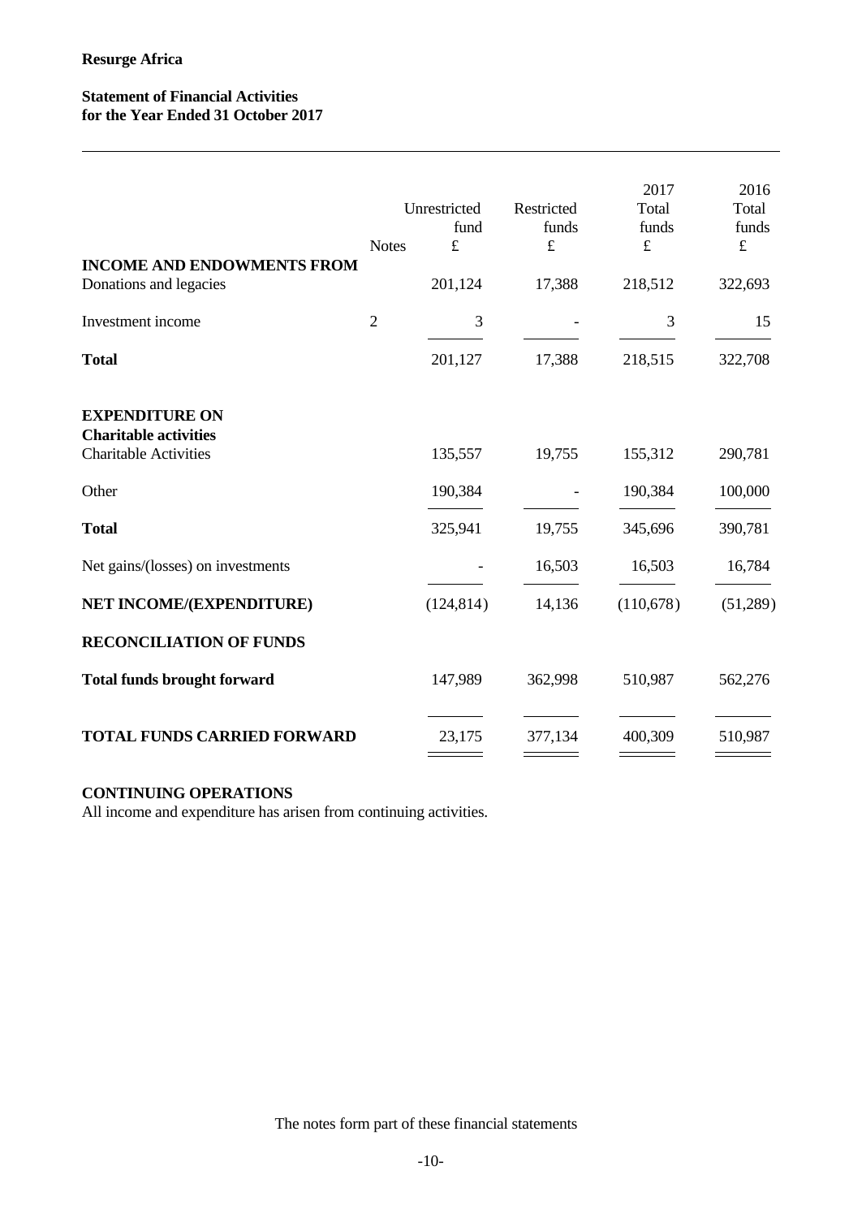**Resurge Africa**

**Statement of Financial Activities**
**for the Year Ended 31 October 2017**

| | Notes | Unrestricted fund £ | Restricted funds £ | 2017 Total funds £ | 2016 Total funds £ |
|---|---|---|---|---|---|
| **INCOME AND ENDOWMENTS FROM** | | | | | |
| Donations and legacies | | 201,124 | 17,388 | 218,512 | 322,693 |
| Investment income | 2 | 3 | - | 3 | 15 |
| **Total** | | 201,127 | 17,388 | 218,515 | 322,708 |
| **EXPENDITURE ON** | | | | | |
| **Charitable activities** | | | | | |
| Charitable Activities | | 135,557 | 19,755 | 155,312 | 290,781 |
| Other | | 190,384 | - | 190,384 | 100,000 |
| **Total** | | 325,941 | 19,755 | 345,696 | 390,781 |
| Net gains/(losses) on investments | | - | 16,503 | 16,503 | 16,784 |
| **NET INCOME/(EXPENDITURE)** | | (124,814) | 14,136 | (110,678) | (51,289) |
| **RECONCILIATION OF FUNDS** | | | | | |
| **Total funds brought forward** | | 147,989 | 362,998 | 510,987 | 562,276 |
| **TOTAL FUNDS CARRIED FORWARD** | | 23,175 | 377,134 | 400,309 | 510,987 |

**CONTINUING OPERATIONS**
All income and expenditure has arisen from continuing activities.

The notes form part of these financial statements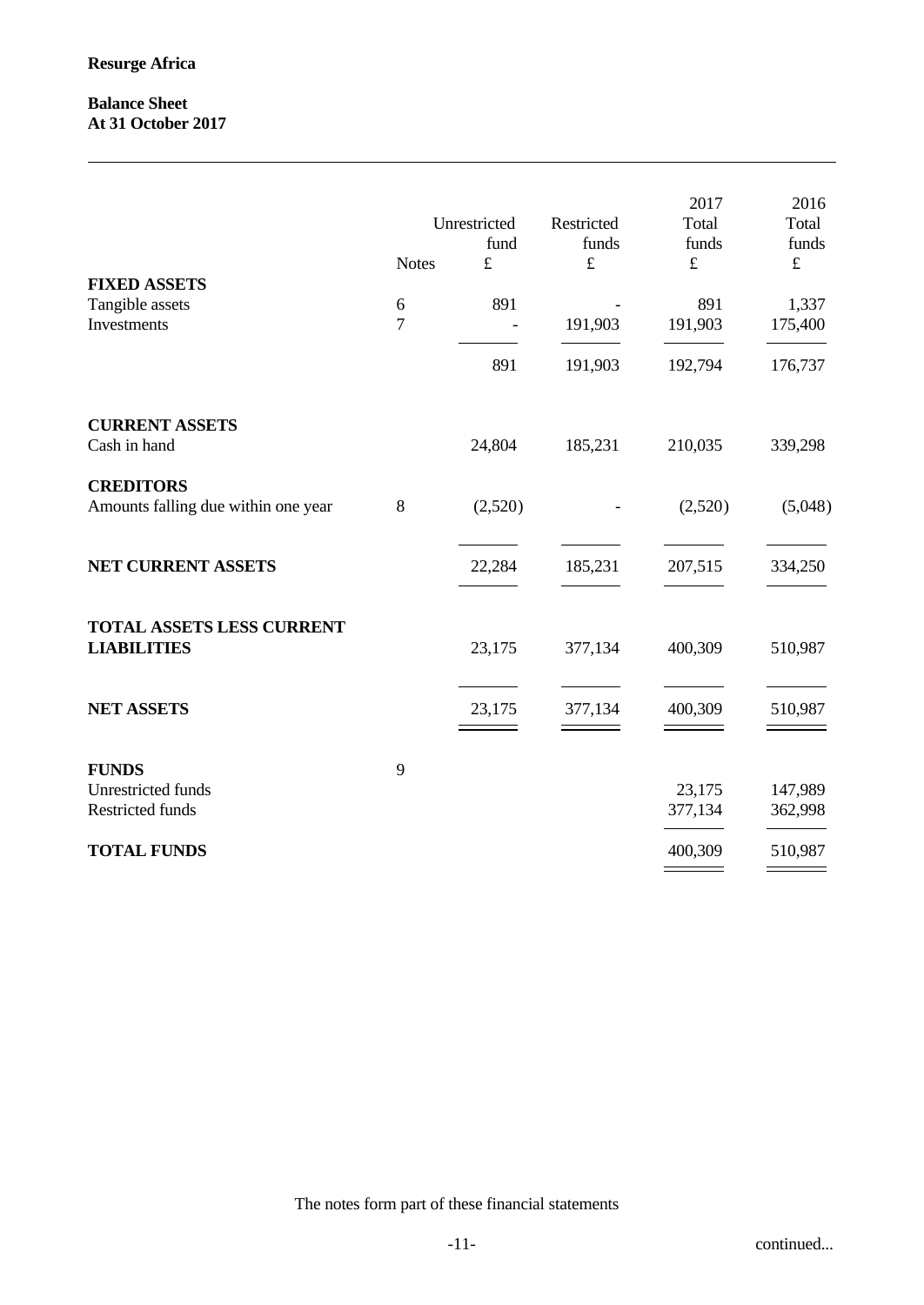**Resurge Africa**

**Balance Sheet**
**At 31 October 2017**

| | Notes | Unrestricted fund £ | Restricted funds £ | 2017 Total funds £ | 2016 Total funds £ |
|---|---|---|---|---|---|
| **FIXED ASSETS** | | | | | |
| Tangible assets | 6 | 891 | - | 891 | 1,337 |
| Investments | 7 | - | 191,903 | 191,903 | 175,400 |
| | | 891 | 191,903 | 192,794 | 176,737 |
| **CURRENT ASSETS** | | | | | |
| Cash in hand | | 24,804 | 185,231 | 210,035 | 339,298 |
| **CREDITORS** | | | | | |
| Amounts falling due within one year | 8 | (2,520) | - | (2,520) | (5,048) |
| **NET CURRENT ASSETS** | | 22,284 | 185,231 | 207,515 | 334,250 |
| **TOTAL ASSETS LESS CURRENT LIABILITIES** | | 23,175 | 377,134 | 400,309 | 510,987 |
| **NET ASSETS** | | 23,175 | 377,134 | 400,309 | 510,987 |
| **FUNDS** | 9 | | | | |
| Unrestricted funds | | | | 23,175 | 147,989 |
| Restricted funds | | | | 377,134 | 362,998 |
| **TOTAL FUNDS** | | | | 400,309 | 510,987 |

The notes form part of these financial statements

continued...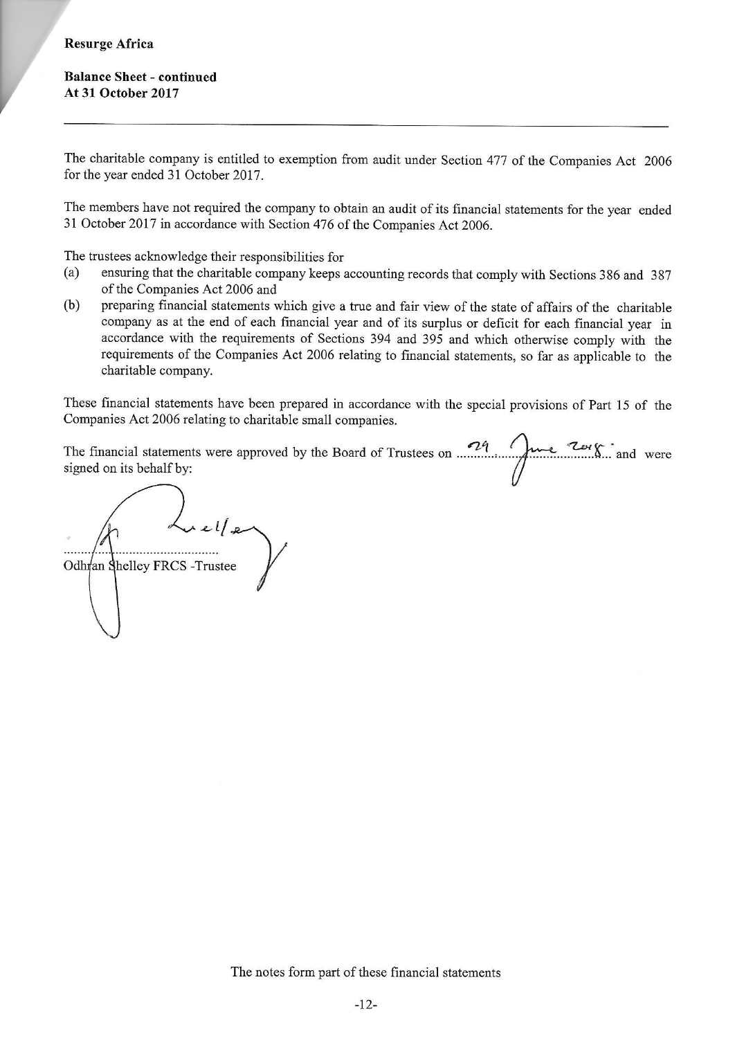**Resurge Africa**

**Balance Sheet - continued**
**At 31 October 2017**

---

The charitable company is entitled to exemption from audit under Section 477 of the Companies Act 2006 for the year ended 31 October 2017.

The members have not required the company to obtain an audit of its financial statements for the year ended 31 October 2017 in accordance with Section 476 of the Companies Act 2006.

The trustees acknowledge their responsibilities for

(a) ensuring that the charitable company keeps accounting records that comply with Sections 386 and 387 of the Companies Act 2006 and

(b) preparing financial statements which give a true and fair view of the state of affairs of the charitable company as at the end of each financial year and of its surplus or deficit for each financial year in accordance with the requirements of Sections 394 and 395 and which otherwise comply with the requirements of the Companies Act 2006 relating to financial statements, so far as applicable to the charitable company.

These financial statements have been prepared in accordance with the special provisions of Part 15 of the Companies Act 2006 relating to charitable small companies.

The financial statements were approved by the Board of Trustees on ...29 June 2018... and were signed on its behalf by:

.............................................
Odhran Shelley FRCS -Trustee

The notes form part of these financial statements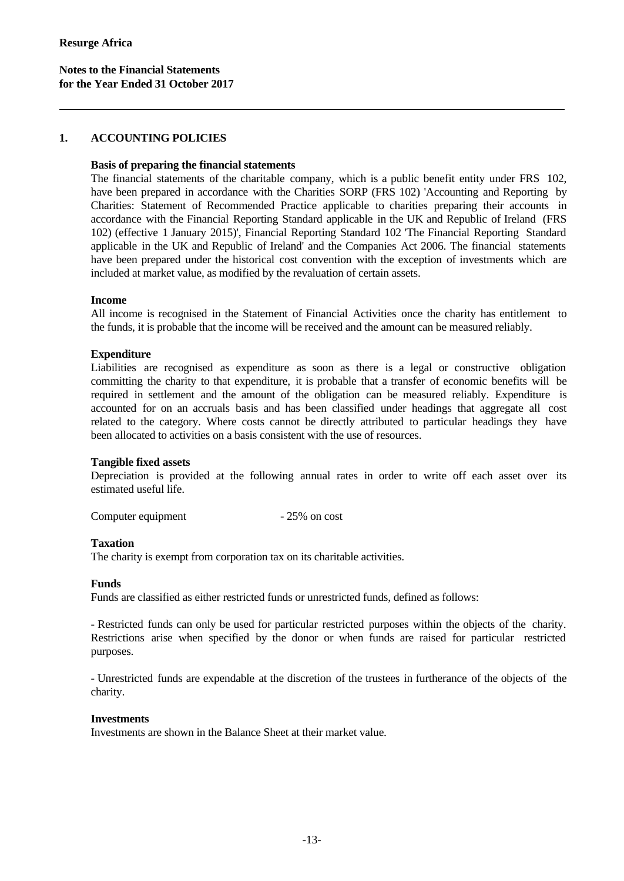**Resurge Africa**

**Notes to the Financial Statements**
**for the Year Ended 31 October 2017**

## 1. ACCOUNTING POLICIES

**Basis of preparing the financial statements**

The financial statements of the charitable company, which is a public benefit entity under FRS 102, have been prepared in accordance with the Charities SORP (FRS 102) 'Accounting and Reporting by Charities: Statement of Recommended Practice applicable to charities preparing their accounts in accordance with the Financial Reporting Standard applicable in the UK and Republic of Ireland (FRS 102) (effective 1 January 2015)', Financial Reporting Standard 102 'The Financial Reporting Standard applicable in the UK and Republic of Ireland' and the Companies Act 2006. The financial statements have been prepared under the historical cost convention with the exception of investments which are included at market value, as modified by the revaluation of certain assets.

**Income**

All income is recognised in the Statement of Financial Activities once the charity has entitlement to the funds, it is probable that the income will be received and the amount can be measured reliably.

**Expenditure**

Liabilities are recognised as expenditure as soon as there is a legal or constructive obligation committing the charity to that expenditure, it is probable that a transfer of economic benefits will be required in settlement and the amount of the obligation can be measured reliably. Expenditure is accounted for on an accruals basis and has been classified under headings that aggregate all cost related to the category. Where costs cannot be directly attributed to particular headings they have been allocated to activities on a basis consistent with the use of resources.

**Tangible fixed assets**

Depreciation is provided at the following annual rates in order to write off each asset over its estimated useful life.

| | |
|---|---|
| Computer equipment | - 25% on cost |

**Taxation**

The charity is exempt from corporation tax on its charitable activities.

**Funds**

Funds are classified as either restricted funds or unrestricted funds, defined as follows:

- Restricted funds can only be used for particular restricted purposes within the objects of the charity. Restrictions arise when specified by the donor or when funds are raised for particular restricted purposes.

- Unrestricted funds are expendable at the discretion of the trustees in furtherance of the objects of the charity.

**Investments**

Investments are shown in the Balance Sheet at their market value.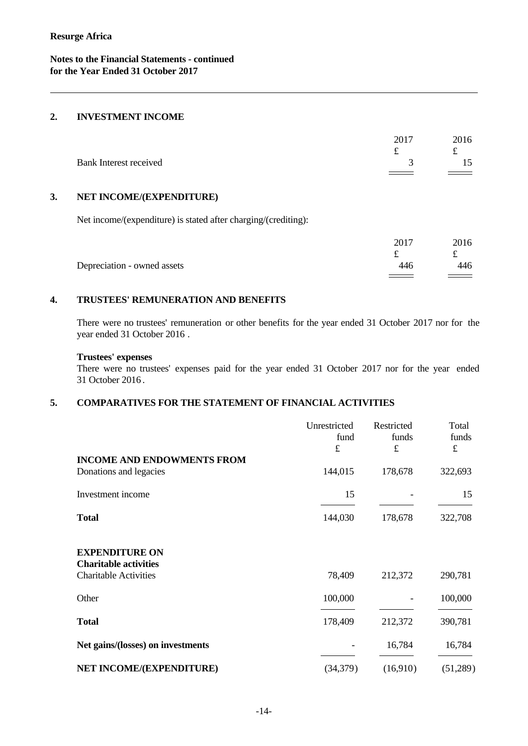**Resurge Africa**

**Notes to the Financial Statements - continued**
**for the Year Ended 31 October 2017**

## 2. INVESTMENT INCOME

| | 2017 | 2016 |
|---|---|---|
| | £ | £ |
| Bank Interest received | 3 | 15 |

## 3. NET INCOME/(EXPENDITURE)

Net income/(expenditure) is stated after charging/(crediting):

| | 2017 | 2016 |
|---|---|---|
| | £ | £ |
| Depreciation - owned assets | 446 | 446 |

## 4. TRUSTEES' REMUNERATION AND BENEFITS

There were no trustees' remuneration or other benefits for the year ended 31 October 2017 nor for the year ended 31 October 2016 .

**Trustees' expenses**

There were no trustees' expenses paid for the year ended 31 October 2017 nor for the year ended 31 October 2016 .

## 5. COMPARATIVES FOR THE STATEMENT OF FINANCIAL ACTIVITIES

| | Unrestricted fund | Restricted funds | Total funds |
|---|---|---|---|
| | £ | £ | £ |
| **INCOME AND ENDOWMENTS FROM** | | | |
| Donations and legacies | 144,015 | 178,678 | 322,693 |
| Investment income | 15 | - | 15 |
| **Total** | 144,030 | 178,678 | 322,708 |
| **EXPENDITURE ON** | | | |
| **Charitable activities** | | | |
| Charitable Activities | 78,409 | 212,372 | 290,781 |
| Other | 100,000 | - | 100,000 |
| **Total** | 178,409 | 212,372 | 390,781 |
| **Net gains/(losses) on investments** | - | 16,784 | 16,784 |
| **NET INCOME/(EXPENDITURE)** | (34,379) | (16,910) | (51,289) |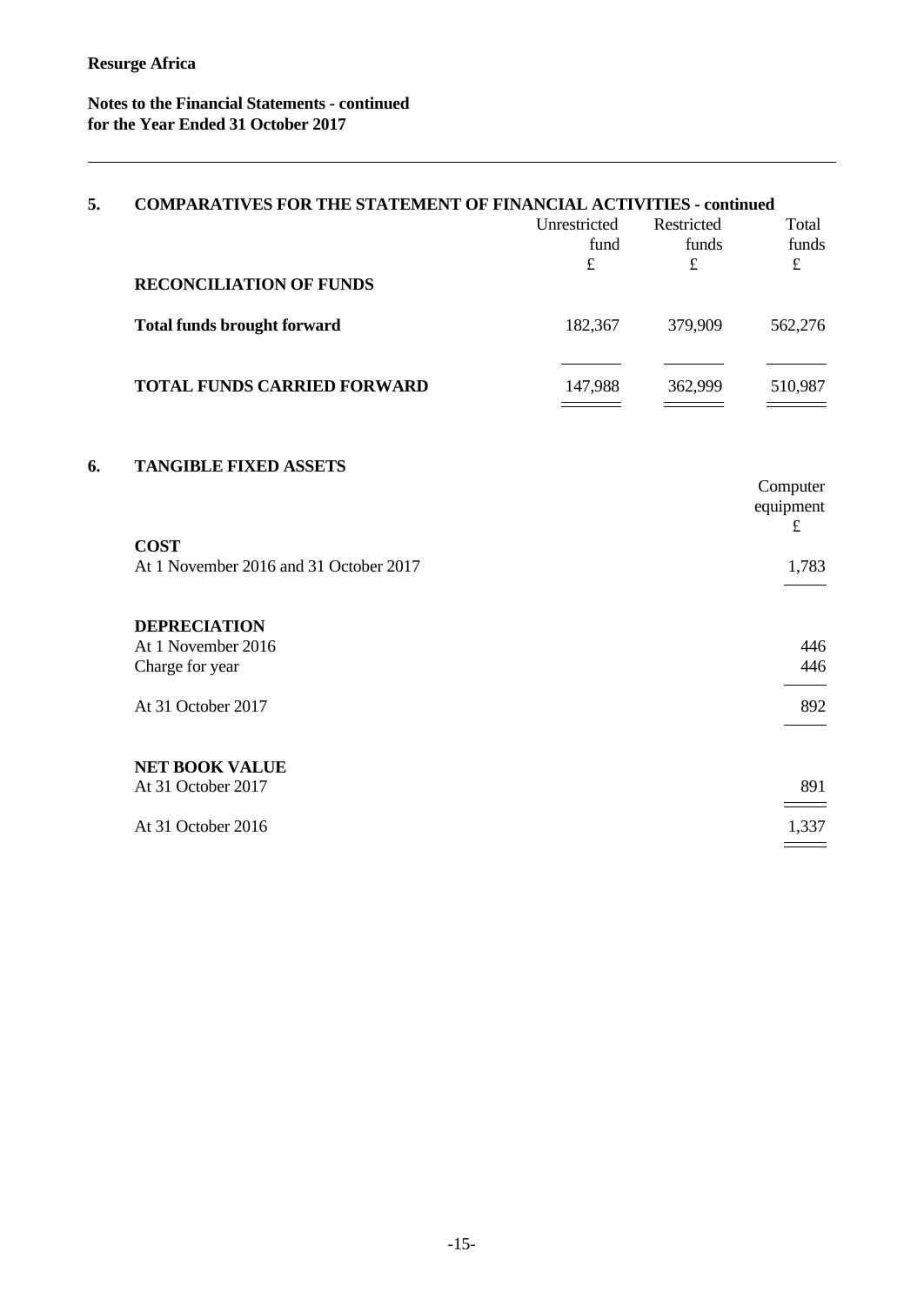**Resurge Africa**

**Notes to the Financial Statements - continued**
**for the Year Ended 31 October 2017**

## 5. COMPARATIVES FOR THE STATEMENT OF FINANCIAL ACTIVITIES - continued

| | Unrestricted fund £ | Restricted funds £ | Total funds £ |
|---|---|---|---|
| **RECONCILIATION OF FUNDS** | | | |
| **Total funds brought forward** | 182,367 | 379,909 | 562,276 |
| **TOTAL FUNDS CARRIED FORWARD** | 147,988 | 362,999 | 510,987 |

## 6. TANGIBLE FIXED ASSETS

| | Computer equipment £ |
|---|---|
| **COST** | |
| At 1 November 2016 and 31 October 2017 | 1,783 |
| **DEPRECIATION** | |
| At 1 November 2016 | 446 |
| Charge for year | 446 |
| At 31 October 2017 | 892 |
| **NET BOOK VALUE** | |
| At 31 October 2017 | 891 |
| At 31 October 2016 | 1,337 |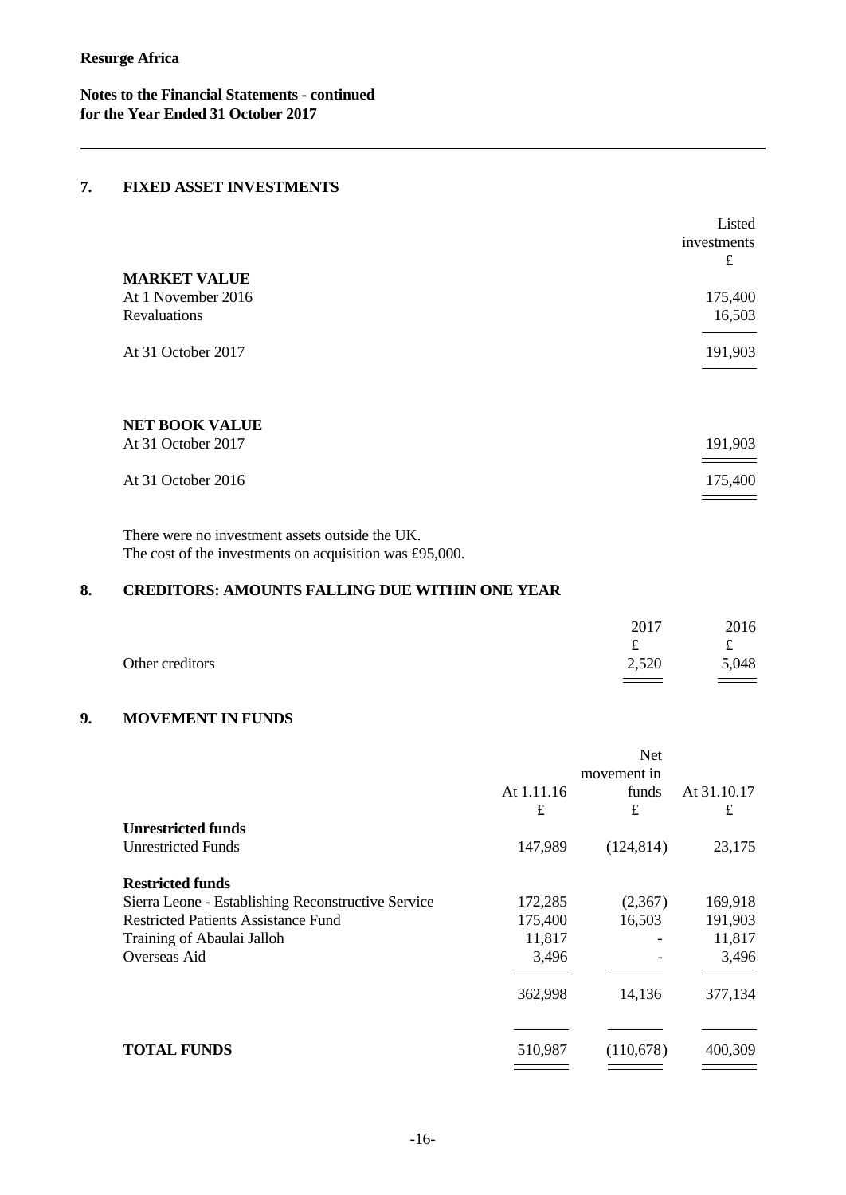**Resurge Africa**

**Notes to the Financial Statements - continued**
**for the Year Ended 31 October 2017**

## 7. FIXED ASSET INVESTMENTS

| | Listed investments £ |
|---|---|
| **MARKET VALUE** | |
| At 1 November 2016 | 175,400 |
| Revaluations | 16,503 |
| At 31 October 2017 | 191,903 |
| | |
| **NET BOOK VALUE** | |
| At 31 October 2017 | 191,903 |
| At 31 October 2016 | 175,400 |

There were no investment assets outside the UK.
The cost of the investments on acquisition was £95,000.

## 8. CREDITORS: AMOUNTS FALLING DUE WITHIN ONE YEAR

| | 2017 £ | 2016 £ |
|---|---|---|
| Other creditors | 2,520 | 5,048 |

## 9. MOVEMENT IN FUNDS

| | At 1.11.16 £ | Net movement in funds £ | At 31.10.17 £ |
|---|---|---|---|
| **Unrestricted funds** | | | |
| Unrestricted Funds | 147,989 | (124,814) | 23,175 |
| **Restricted funds** | | | |
| Sierra Leone - Establishing Reconstructive Service | 172,285 | (2,367) | 169,918 |
| Restricted Patients Assistance Fund | 175,400 | 16,503 | 191,903 |
| Training of Abaulai Jalloh | 11,817 | - | 11,817 |
| Overseas Aid | 3,496 | - | 3,496 |
| | 362,998 | 14,136 | 377,134 |
| **TOTAL FUNDS** | 510,987 | (110,678) | 400,309 |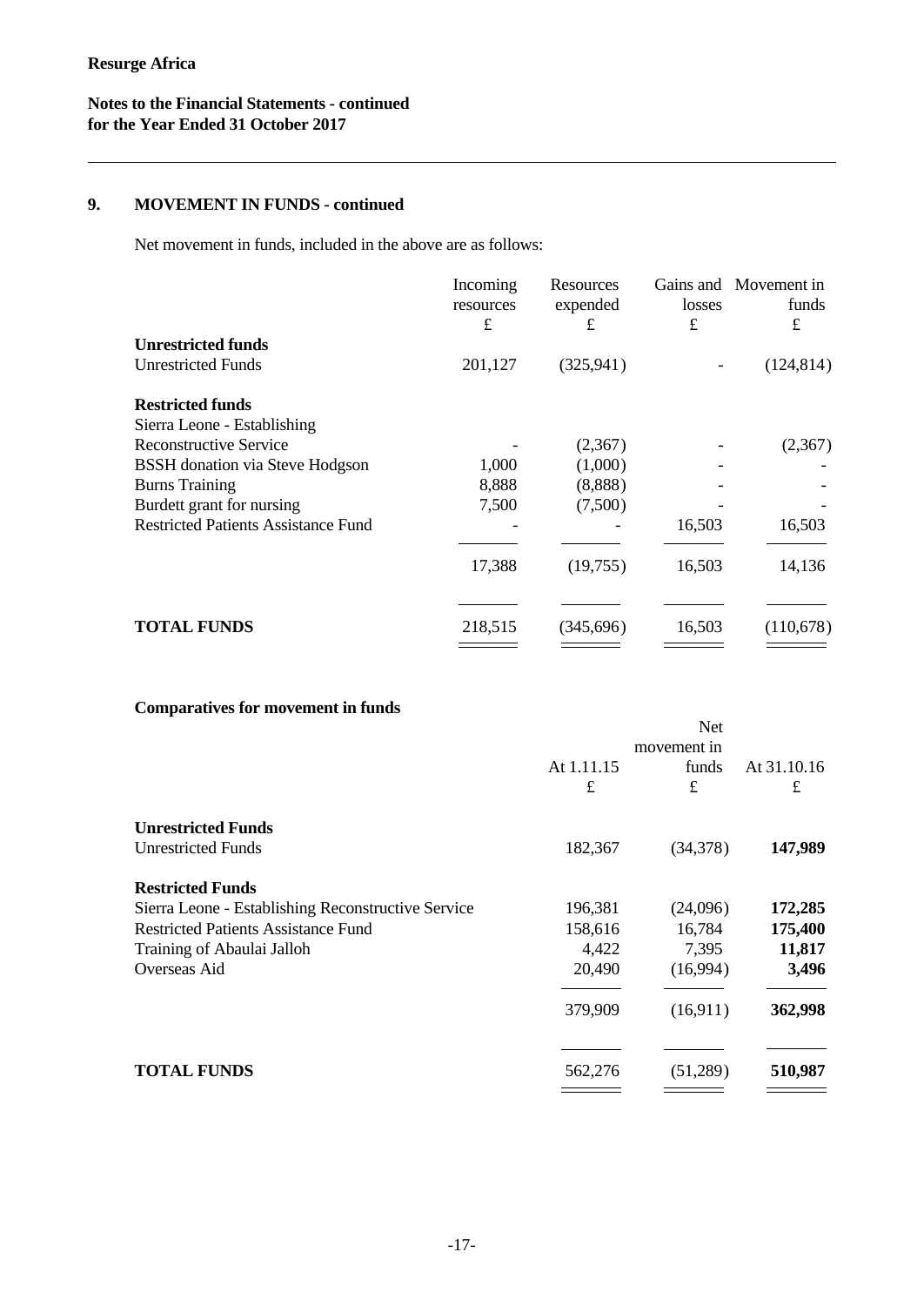**Resurge Africa**

**Notes to the Financial Statements - continued**
**for the Year Ended 31 October 2017**

## 9. MOVEMENT IN FUNDS - continued

Net movement in funds, included in the above are as follows:

| | Incoming resources £ | Resources expended £ | Gains and losses £ | Movement in funds £ |
|---|---|---|---|---|
| **Unrestricted funds** | | | | |
| Unrestricted Funds | 201,127 | (325,941) | - | (124,814) |
| **Restricted funds** | | | | |
| Sierra Leone - Establishing Reconstructive Service | - | (2,367) | - | (2,367) |
| BSSH donation via Steve Hodgson | 1,000 | (1,000) | - | - |
| Burns Training | 8,888 | (8,888) | - | - |
| Burdett grant for nursing | 7,500 | (7,500) | - | - |
| Restricted Patients Assistance Fund | - | - | 16,503 | 16,503 |
| | 17,388 | (19,755) | 16,503 | 14,136 |
| **TOTAL FUNDS** | 218,515 | (345,696) | 16,503 | (110,678) |

**Comparatives for movement in funds**

| | At 1.11.15 £ | Net movement in funds £ | At 31.10.16 £ |
|---|---|---|---|
| **Unrestricted Funds** | | | |
| Unrestricted Funds | 182,367 | (34,378) | **147,989** |
| **Restricted Funds** | | | |
| Sierra Leone - Establishing Reconstructive Service | 196,381 | (24,096) | **172,285** |
| Restricted Patients Assistance Fund | 158,616 | 16,784 | **175,400** |
| Training of Abaulai Jalloh | 4,422 | 7,395 | **11,817** |
| Overseas Aid | 20,490 | (16,994) | **3,496** |
| | 379,909 | (16,911) | **362,998** |
| **TOTAL FUNDS** | 562,276 | (51,289) | **510,987** |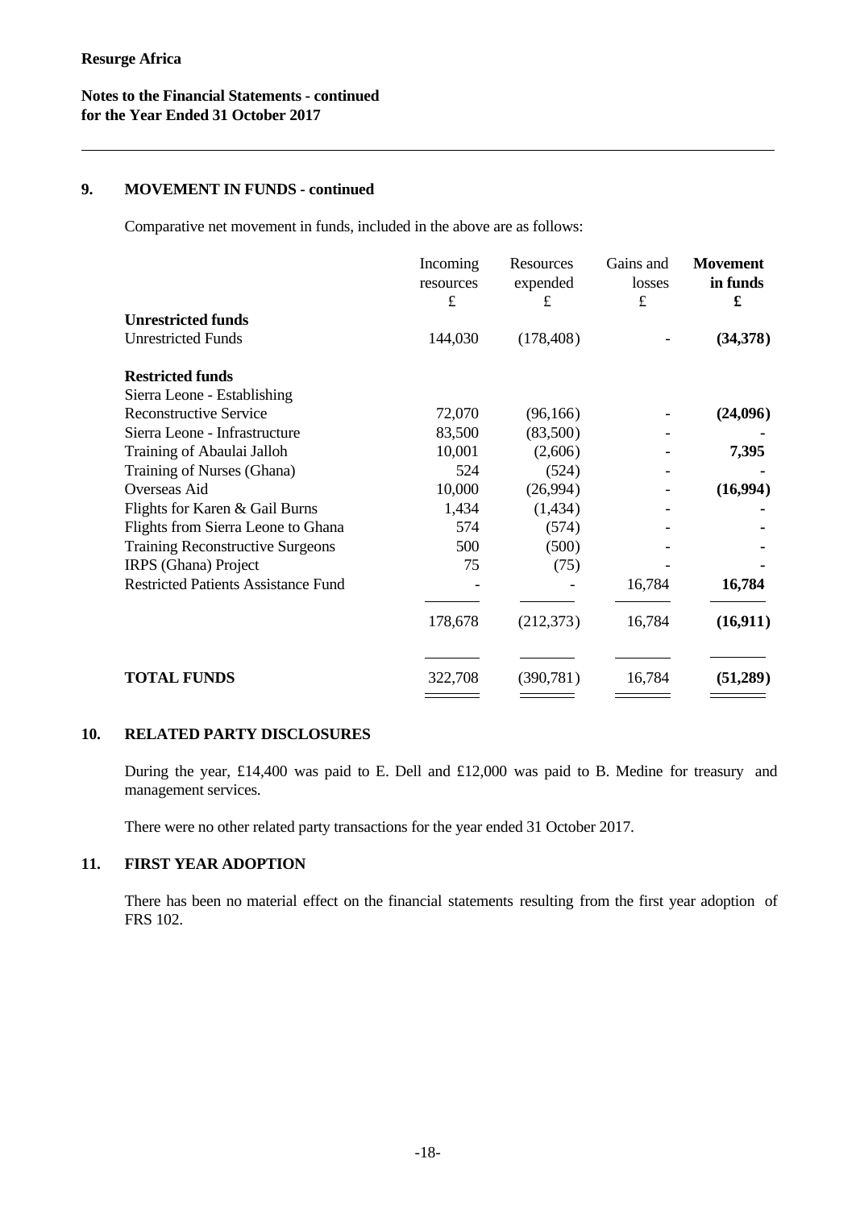**Resurge Africa**

**Notes to the Financial Statements - continued**
**for the Year Ended 31 October 2017**

## 9. MOVEMENT IN FUNDS - continued

Comparative net movement in funds, included in the above are as follows:

| | Incoming resources £ | Resources expended £ | Gains and losses £ | **Movement in funds £** |
|---|---|---|---|---|
| **Unrestricted funds** | | | | |
| Unrestricted Funds | 144,030 | (178,408) | - | **(34,378)** |
| **Restricted funds** | | | | |
| Sierra Leone - Establishing Reconstructive Service | 72,070 | (96,166) | - | **(24,096)** |
| Sierra Leone - Infrastructure | 83,500 | (83,500) | - | **-** |
| Training of Abaulai Jalloh | 10,001 | (2,606) | - | **7,395** |
| Training of Nurses (Ghana) | 524 | (524) | - | **-** |
| Overseas Aid | 10,000 | (26,994) | - | **(16,994)** |
| Flights for Karen & Gail Burns | 1,434 | (1,434) | - | **-** |
| Flights from Sierra Leone to Ghana | 574 | (574) | - | **-** |
| Training Reconstructive Surgeons | 500 | (500) | - | **-** |
| IRPS (Ghana) Project | 75 | (75) | - | **-** |
| Restricted Patients Assistance Fund | - | - | 16,784 | **16,784** |
| | 178,678 | (212,373) | 16,784 | **(16,911)** |
| **TOTAL FUNDS** | 322,708 | (390,781) | 16,784 | **(51,289)** |

## 10. RELATED PARTY DISCLOSURES

During the year, £14,400 was paid to E. Dell and £12,000 was paid to B. Medine for treasury and management services.

There were no other related party transactions for the year ended 31 October 2017.

## 11. FIRST YEAR ADOPTION

There has been no material effect on the financial statements resulting from the first year adoption of FRS 102.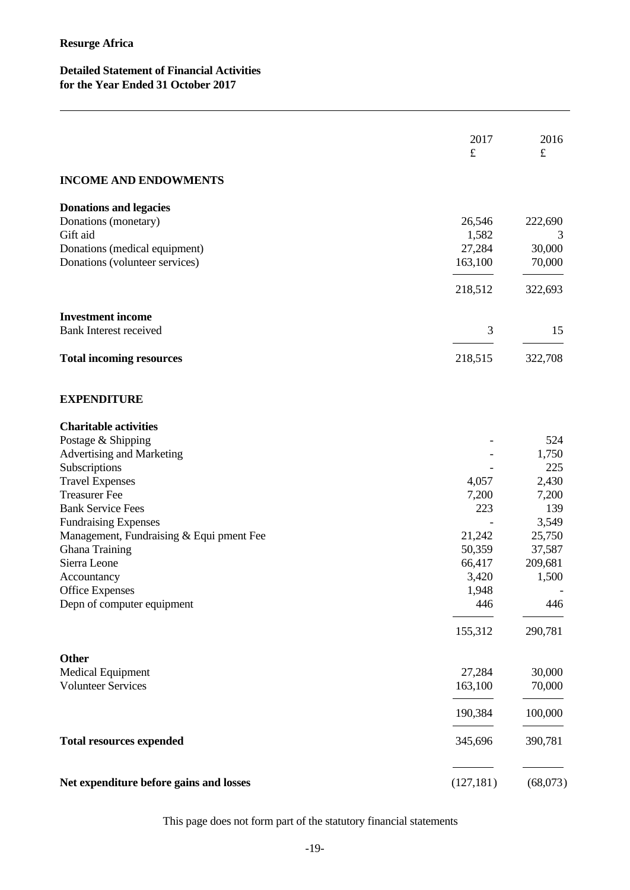**Resurge Africa**

**Detailed Statement of Financial Activities**
**for the Year Ended 31 October 2017**

| | 2017 £ | 2016 £ |
|---|---|---|
| **INCOME AND ENDOWMENTS** | | |
| **Donations and legacies** | | |
| Donations (monetary) | 26,546 | 222,690 |
| Gift aid | 1,582 | 3 |
| Donations (medical equipment) | 27,284 | 30,000 |
| Donations (volunteer services) | 163,100 | 70,000 |
| | 218,512 | 322,693 |
| **Investment income** | | |
| Bank Interest received | 3 | 15 |
| **Total incoming resources** | 218,515 | 322,708 |
| **EXPENDITURE** | | |
| **Charitable activities** | | |
| Postage & Shipping | - | 524 |
| Advertising and Marketing | - | 1,750 |
| Subscriptions | - | 225 |
| Travel Expenses | 4,057 | 2,430 |
| Treasurer Fee | 7,200 | 7,200 |
| Bank Service Fees | 223 | 139 |
| Fundraising Expenses | - | 3,549 |
| Management, Fundraising & Equi pment Fee | 21,242 | 25,750 |
| Ghana Training | 50,359 | 37,587 |
| Sierra Leone | 66,417 | 209,681 |
| Accountancy | 3,420 | 1,500 |
| Office Expenses | 1,948 | - |
| Depn of computer equipment | 446 | 446 |
| | 155,312 | 290,781 |
| **Other** | | |
| Medical Equipment | 27,284 | 30,000 |
| Volunteer Services | 163,100 | 70,000 |
| | 190,384 | 100,000 |
| **Total resources expended** | 345,696 | 390,781 |
| **Net expenditure before gains and losses** | (127,181) | (68,073) |

This page does not form part of the statutory financial statements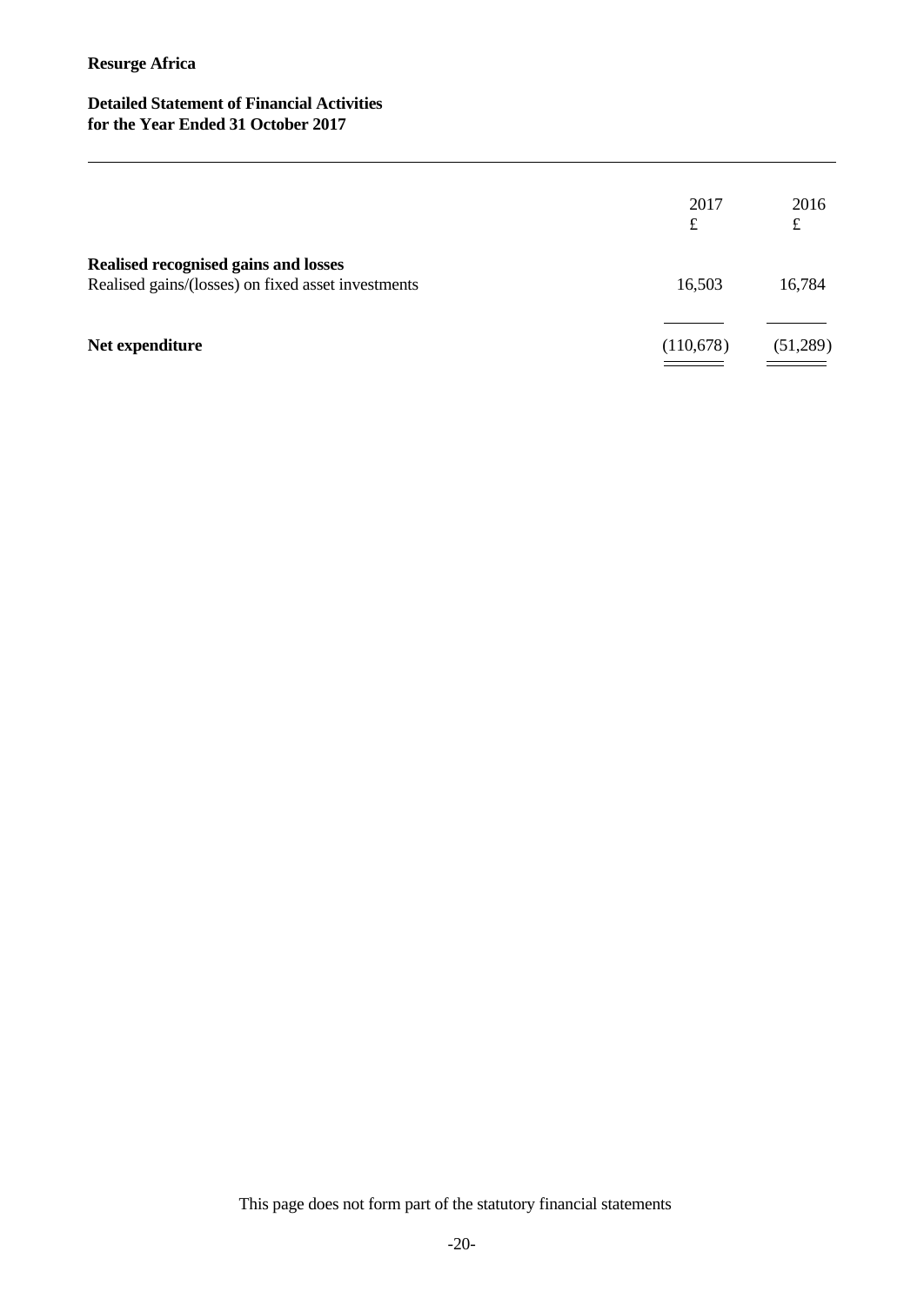**Resurge Africa**

**Detailed Statement of Financial Activities**
**for the Year Ended 31 October 2017**

| | 2017<br>£ | 2016<br>£ |
|---|---|---|
| **Realised recognised gains and losses** | | |
| Realised gains/(losses) on fixed asset investments | 16,503 | 16,784 |
| **Net expenditure** | (110,678) | (51,289) |

This page does not form part of the statutory financial statements